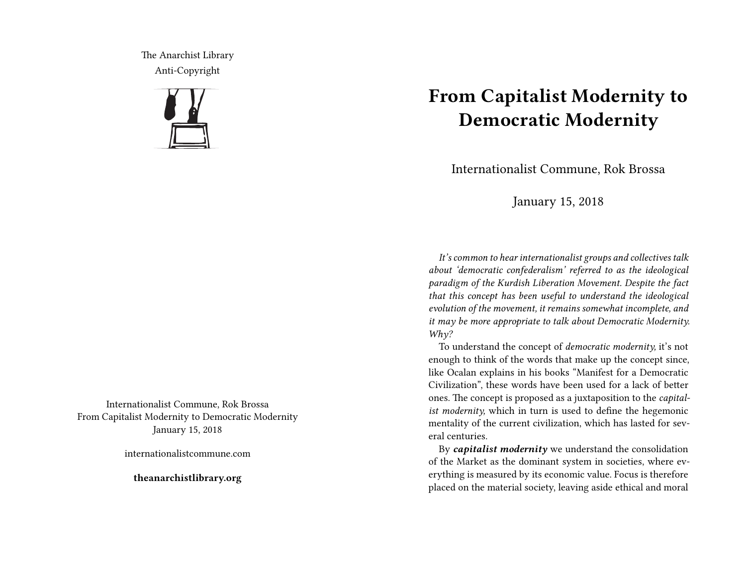The Anarchist Library
Anti-Copyright

Internationalist Commune, Rok Brossa
From Capitalist Modernity to Democratic Modernity
January 15, 2018

internationalistcommune.com

**theanarchistlibrary.org**

# From Capitalist Modernity to Democratic Modernity

Internationalist Commune, Rok Brossa

January 15, 2018

*It's common to hear internationalist groups and collectives talk about 'democratic confederalism' referred to as the ideological paradigm of the Kurdish Liberation Movement. Despite the fact that this concept has been useful to understand the ideological evolution of the movement, it remains somewhat incomplete, and it may be more appropriate to talk about Democratic Modernity. Why?*

To understand the concept of *democratic modernity,* it's not enough to think of the words that make up the concept since, like Ocalan explains in his books "Manifest for a Democratic Civilization", these words have been used for a lack of better ones. The concept is proposed as a juxtaposition to the *capitalist modernity,* which in turn is used to define the hegemonic mentality of the current civilization, which has lasted for several centuries.

By ***capitalist modernity*** we understand the consolidation of the Market as the dominant system in societies, where everything is measured by its economic value. Focus is therefore placed on the material society, leaving aside ethical and moral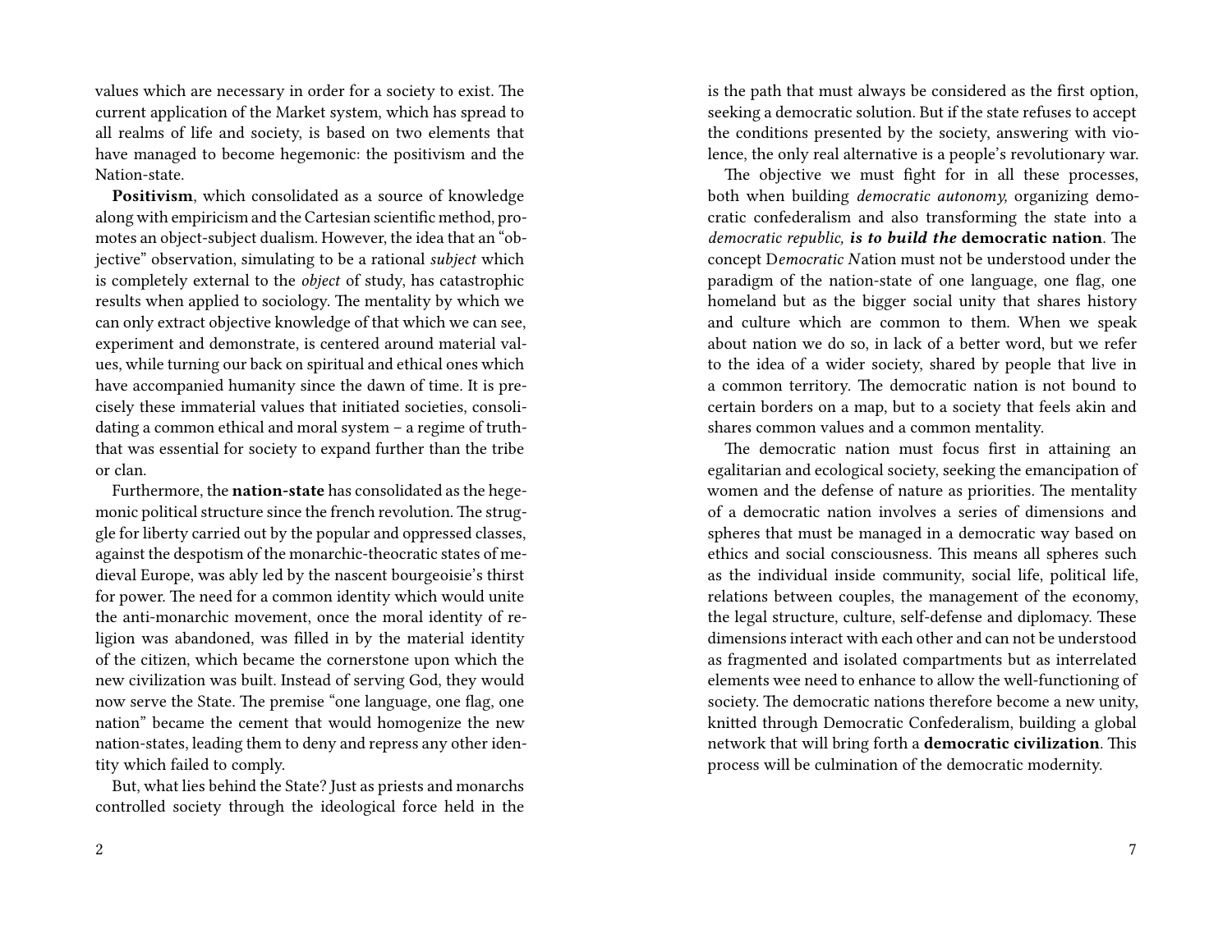values which are necessary in order for a society to exist. The current application of the Market system, which has spread to all realms of life and society, is based on two elements that have managed to become hegemonic: the positivism and the Nation-state.

**Positivism**, which consolidated as a source of knowledge along with empiricism and the Cartesian scientific method, promotes an object-subject dualism. However, the idea that an "objective" observation, simulating to be a rational *subject* which is completely external to the *object* of study, has catastrophic results when applied to sociology. The mentality by which we can only extract objective knowledge of that which we can see, experiment and demonstrate, is centered around material values, while turning our back on spiritual and ethical ones which have accompanied humanity since the dawn of time. It is precisely these immaterial values that initiated societies, consolidating a common ethical and moral system – a regime of truth- that was essential for society to expand further than the tribe or clan.

Furthermore, the **nation-state** has consolidated as the hegemonic political structure since the french revolution. The struggle for liberty carried out by the popular and oppressed classes, against the despotism of the monarchic-theocratic states of medieval Europe, was ably led by the nascent bourgeoisie's thirst for power. The need for a common identity which would unite the anti-monarchic movement, once the moral identity of religion was abandoned, was filled in by the material identity of the citizen, which became the cornerstone upon which the new civilization was built. Instead of serving God, they would now serve the State. The premise "one language, one flag, one nation" became the cement that would homogenize the new nation-states, leading them to deny and repress any other identity which failed to comply.

But, what lies behind the State? Just as priests and monarchs controlled society through the ideological force held in the

is the path that must always be considered as the first option, seeking a democratic solution. But if the state refuses to accept the conditions presented by the society, answering with violence, the only real alternative is a people's revolutionary war.

The objective we must fight for in all these processes, both when building *democratic autonomy,* organizing democratic confederalism and also transforming the state into a *democratic republic, **is to build the*** **democratic nation**. The concept D*emocratic N*ation must not be understood under the paradigm of the nation-state of one language, one flag, one homeland but as the bigger social unity that shares history and culture which are common to them. When we speak about nation we do so, in lack of a better word, but we refer to the idea of a wider society, shared by people that live in a common territory. The democratic nation is not bound to certain borders on a map, but to a society that feels akin and shares common values and a common mentality.

The democratic nation must focus first in attaining an egalitarian and ecological society, seeking the emancipation of women and the defense of nature as priorities. The mentality of a democratic nation involves a series of dimensions and spheres that must be managed in a democratic way based on ethics and social consciousness. This means all spheres such as the individual inside community, social life, political life, relations between couples, the management of the economy, the legal structure, culture, self-defense and diplomacy. These dimensions interact with each other and can not be understood as fragmented and isolated compartments but as interrelated elements wee need to enhance to allow the well-functioning of society. The democratic nations therefore become a new unity, knitted through Democratic Confederalism, building a global network that will bring forth a **democratic civilization**. This process will be culmination of the democratic modernity.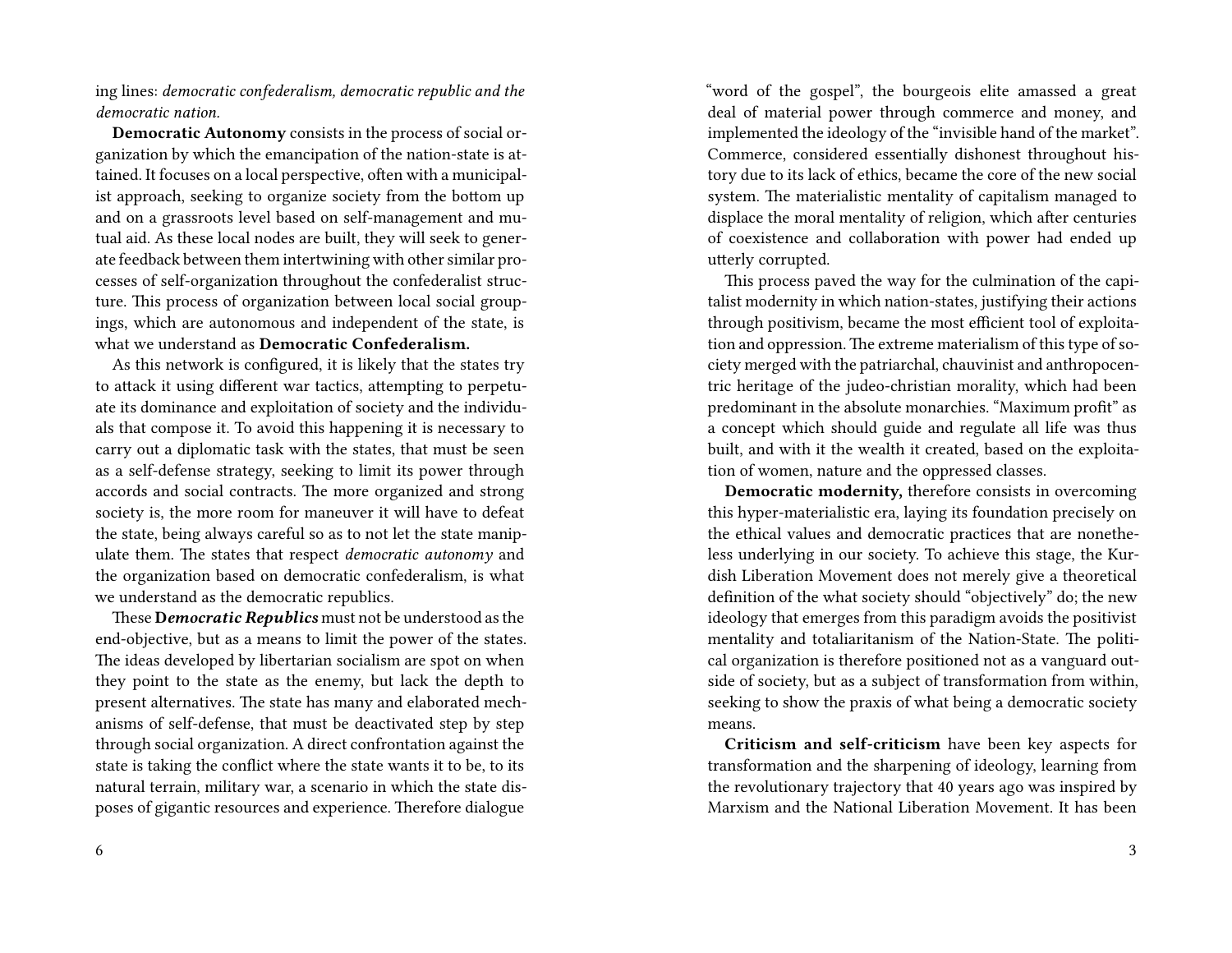ing lines: *democratic confederalism, democratic republic and the democratic nation.*

**Democratic Autonomy** consists in the process of social organization by which the emancipation of the nation-state is attained. It focuses on a local perspective, often with a municipalist approach, seeking to organize society from the bottom up and on a grassroots level based on self-management and mutual aid. As these local nodes are built, they will seek to generate feedback between them intertwining with other similar processes of self-organization throughout the confederalist structure. This process of organization between local social groupings, which are autonomous and independent of the state, is what we understand as **Democratic Confederalism.**

As this network is configured, it is likely that the states try to attack it using different war tactics, attempting to perpetuate its dominance and exploitation of society and the individuals that compose it. To avoid this happening it is necessary to carry out a diplomatic task with the states, that must be seen as a self-defense strategy, seeking to limit its power through accords and social contracts. The more organized and strong society is, the more room for maneuver it will have to defeat the state, being always careful so as to not let the state manipulate them. The states that respect *democratic autonomy* and the organization based on democratic confederalism, is what we understand as the democratic republics.

These **D*emocratic Republics*** must not be understood as the end-objective, but as a means to limit the power of the states. The ideas developed by libertarian socialism are spot on when they point to the state as the enemy, but lack the depth to present alternatives. The state has many and elaborated mechanisms of self-defense, that must be deactivated step by step through social organization. A direct confrontation against the state is taking the conflict where the state wants it to be, to its natural terrain, military war, a scenario in which the state disposes of gigantic resources and experience. Therefore dialogue

"word of the gospel", the bourgeois elite amassed a great deal of material power through commerce and money, and implemented the ideology of the "invisible hand of the market". Commerce, considered essentially dishonest throughout history due to its lack of ethics, became the core of the new social system. The materialistic mentality of capitalism managed to displace the moral mentality of religion, which after centuries of coexistence and collaboration with power had ended up utterly corrupted.

This process paved the way for the culmination of the capitalist modernity in which nation-states, justifying their actions through positivism, became the most efficient tool of exploitation and oppression. The extreme materialism of this type of society merged with the patriarchal, chauvinist and anthropocentric heritage of the judeo-christian morality, which had been predominant in the absolute monarchies. "Maximum profit" as a concept which should guide and regulate all life was thus built, and with it the wealth it created, based on the exploitation of women, nature and the oppressed classes.

**Democratic modernity,** therefore consists in overcoming this hyper-materialistic era, laying its foundation precisely on the ethical values and democratic practices that are nonetheless underlying in our society. To achieve this stage, the Kurdish Liberation Movement does not merely give a theoretical definition of the what society should "objectively" do; the new ideology that emerges from this paradigm avoids the positivist mentality and totaliaritanism of the Nation-State. The political organization is therefore positioned not as a vanguard outside of society, but as a subject of transformation from within, seeking to show the praxis of what being a democratic society means.

**Criticism and self-criticism** have been key aspects for transformation and the sharpening of ideology, learning from the revolutionary trajectory that 40 years ago was inspired by Marxism and the National Liberation Movement. It has been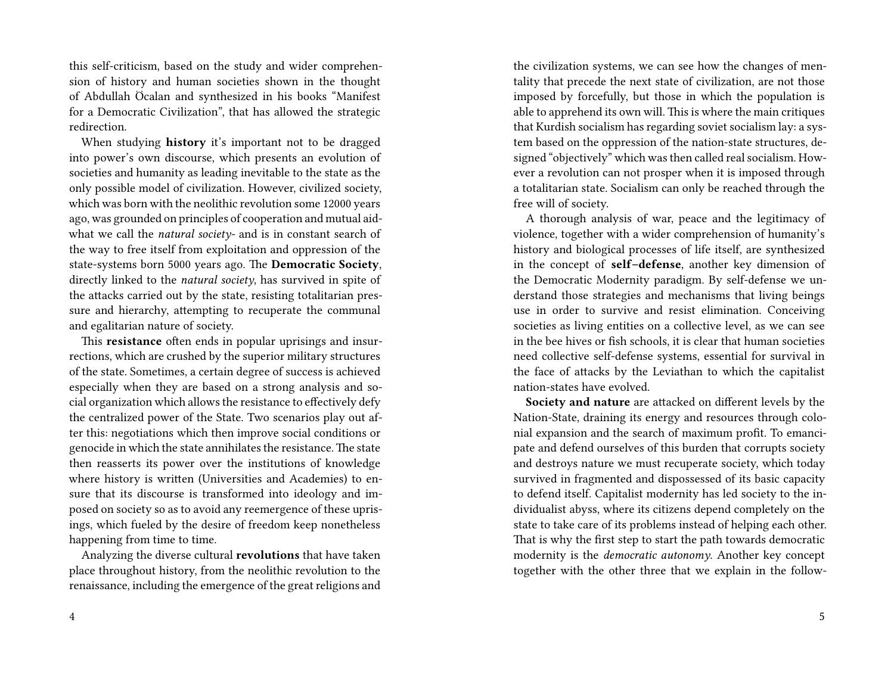this self-criticism, based on the study and wider comprehension of history and human societies shown in the thought of Abdullah Öcalan and synthesized in his books "Manifest for a Democratic Civilization", that has allowed the strategic redirection.

When studying **history** it's important not to be dragged into power's own discourse, which presents an evolution of societies and humanity as leading inevitable to the state as the only possible model of civilization. However, civilized society, which was born with the neolithic revolution some 12000 years ago, was grounded on principles of cooperation and mutual aid-what we call the *natural society*- and is in constant search of the way to free itself from exploitation and oppression of the state-systems born 5000 years ago. The **Democratic Society**, directly linked to the *natural society*, has survived in spite of the attacks carried out by the state, resisting totalitarian pressure and hierarchy, attempting to recuperate the communal and egalitarian nature of society.

This **resistance** often ends in popular uprisings and insurrections, which are crushed by the superior military structures of the state. Sometimes, a certain degree of success is achieved especially when they are based on a strong analysis and social organization which allows the resistance to effectively defy the centralized power of the State. Two scenarios play out after this: negotiations which then improve social conditions or genocide in which the state annihilates the resistance. The state then reasserts its power over the institutions of knowledge where history is written (Universities and Academies) to ensure that its discourse is transformed into ideology and imposed on society so as to avoid any reemergence of these uprisings, which fueled by the desire of freedom keep nonetheless happening from time to time.

Analyzing the diverse cultural **revolutions** that have taken place throughout history, from the neolithic revolution to the renaissance, including the emergence of the great religions and the civilization systems, we can see how the changes of mentality that precede the next state of civilization, are not those imposed by forcefully, but those in which the population is able to apprehend its own will. This is where the main critiques that Kurdish socialism has regarding soviet socialism lay: a system based on the oppression of the nation-state structures, designed "objectively" which was then called real socialism. However a revolution can not prosper when it is imposed through a totalitarian state. Socialism can only be reached through the free will of society.

A thorough analysis of war, peace and the legitimacy of violence, together with a wider comprehension of humanity's history and biological processes of life itself, are synthesized in the concept of **self–defense**, another key dimension of the Democratic Modernity paradigm. By self-defense we understand those strategies and mechanisms that living beings use in order to survive and resist elimination. Conceiving societies as living entities on a collective level, as we can see in the bee hives or fish schools, it is clear that human societies need collective self-defense systems, essential for survival in the face of attacks by the Leviathan to which the capitalist nation-states have evolved.

**Society and nature** are attacked on different levels by the Nation-State, draining its energy and resources through colonial expansion and the search of maximum profit. To emancipate and defend ourselves of this burden that corrupts society and destroys nature we must recuperate society, which today survived in fragmented and dispossessed of its basic capacity to defend itself. Capitalist modernity has led society to the individualist abyss, where its citizens depend completely on the state to take care of its problems instead of helping each other. That is why the first step to start the path towards democratic modernity is the *democratic autonomy*. Another key concept together with the other three that we explain in the follow-